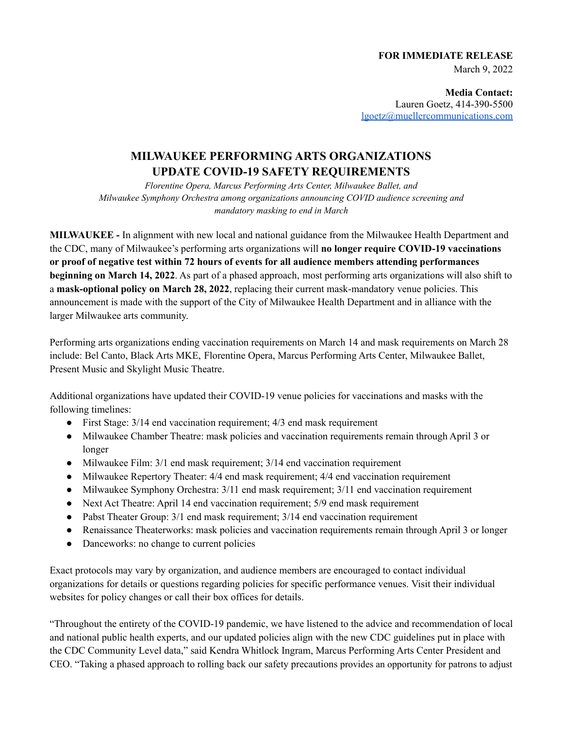**FOR IMMEDIATE RELEASE**
March 9, 2022

**Media Contact:**
Lauren Goetz, 414-390-5500
lgoetz@muellercommunications.com

# MILWAUKEE PERFORMING ARTS ORGANIZATIONS UPDATE COVID-19 SAFETY REQUIREMENTS

*Florentine Opera, Marcus Performing Arts Center, Milwaukee Ballet, and Milwaukee Symphony Orchestra among organizations announcing COVID audience screening and mandatory masking to end in March*

**MILWAUKEE -** In alignment with new local and national guidance from the Milwaukee Health Department and the CDC, many of Milwaukee's performing arts organizations will **no longer require COVID-19 vaccinations or proof of negative test within 72 hours of events for all audience members attending performances beginning on March 14, 2022**. As part of a phased approach, most performing arts organizations will also shift to a **mask-optional policy on March 28, 2022**, replacing their current mask-mandatory venue policies. This announcement is made with the support of the City of Milwaukee Health Department and in alliance with the larger Milwaukee arts community.

Performing arts organizations ending vaccination requirements on March 14 and mask requirements on March 28 include: Bel Canto, Black Arts MKE, Florentine Opera, Marcus Performing Arts Center, Milwaukee Ballet, Present Music and Skylight Music Theatre.

Additional organizations have updated their COVID-19 venue policies for vaccinations and masks with the following timelines:

- First Stage: 3/14 end vaccination requirement; 4/3 end mask requirement
- Milwaukee Chamber Theatre: mask policies and vaccination requirements remain through April 3 or longer
- Milwaukee Film: 3/1 end mask requirement; 3/14 end vaccination requirement
- Milwaukee Repertory Theater: 4/4 end mask requirement; 4/4 end vaccination requirement
- Milwaukee Symphony Orchestra: 3/11 end mask requirement; 3/11 end vaccination requirement
- Next Act Theatre: April 14 end vaccination requirement; 5/9 end mask requirement
- Pabst Theater Group: 3/1 end mask requirement; 3/14 end vaccination requirement
- Renaissance Theaterworks: mask policies and vaccination requirements remain through April 3 or longer
- Danceworks: no change to current policies

Exact protocols may vary by organization, and audience members are encouraged to contact individual organizations for details or questions regarding policies for specific performance venues. Visit their individual websites for policy changes or call their box offices for details.

"Throughout the entirety of the COVID-19 pandemic, we have listened to the advice and recommendation of local and national public health experts, and our updated policies align with the new CDC guidelines put in place with the CDC Community Level data," said Kendra Whitlock Ingram, Marcus Performing Arts Center President and CEO. "Taking a phased approach to rolling back our safety precautions provides an opportunity for patrons to adjust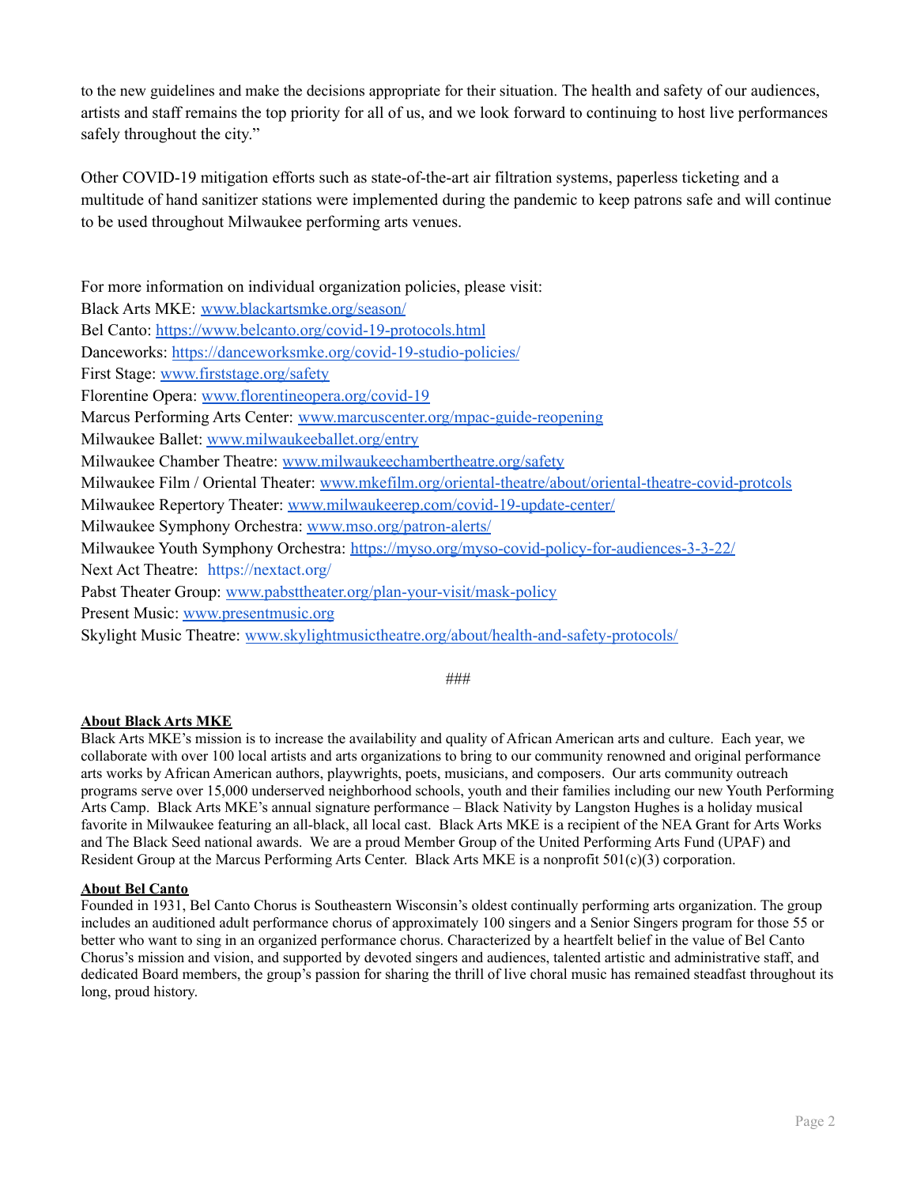to the new guidelines and make the decisions appropriate for their situation. The health and safety of our audiences, artists and staff remains the top priority for all of us, and we look forward to continuing to host live performances safely throughout the city."

Other COVID-19 mitigation efforts such as state-of-the-art air filtration systems, paperless ticketing and a multitude of hand sanitizer stations were implemented during the pandemic to keep patrons safe and will continue to be used throughout Milwaukee performing arts venues.

For more information on individual organization policies, please visit:
Black Arts MKE: www.blackartsmke.org/season/
Bel Canto: https://www.belcanto.org/covid-19-protocols.html
Danceworks: https://danceworksmke.org/covid-19-studio-policies/
First Stage: www.firststage.org/safety
Florentine Opera: www.florentineopera.org/covid-19
Marcus Performing Arts Center: www.marcuscenter.org/mpac-guide-reopening
Milwaukee Ballet: www.milwaukeeballet.org/entry
Milwaukee Chamber Theatre: www.milwaukeechambertheatre.org/safety
Milwaukee Film / Oriental Theater: www.mkefilm.org/oriental-theatre/about/oriental-theatre-covid-protcols
Milwaukee Repertory Theater: www.milwaukeerep.com/covid-19-update-center/
Milwaukee Symphony Orchestra: www.mso.org/patron-alerts/
Milwaukee Youth Symphony Orchestra: https://myso.org/myso-covid-policy-for-audiences-3-3-22/
Next Act Theatre: https://nextact.org/
Pabst Theater Group: www.pabsttheater.org/plan-your-visit/mask-policy
Present Music: www.presentmusic.org
Skylight Music Theatre: www.skylightmusictheatre.org/about/health-and-safety-protocols/

###

**About Black Arts MKE**

Black Arts MKE's mission is to increase the availability and quality of African American arts and culture. Each year, we collaborate with over 100 local artists and arts organizations to bring to our community renowned and original performance arts works by African American authors, playwrights, poets, musicians, and composers. Our arts community outreach programs serve over 15,000 underserved neighborhood schools, youth and their families including our new Youth Performing Arts Camp. Black Arts MKE's annual signature performance – Black Nativity by Langston Hughes is a holiday musical favorite in Milwaukee featuring an all-black, all local cast. Black Arts MKE is a recipient of the NEA Grant for Arts Works and The Black Seed national awards. We are a proud Member Group of the United Performing Arts Fund (UPAF) and Resident Group at the Marcus Performing Arts Center. Black Arts MKE is a nonprofit 501(c)(3) corporation.

**About Bel Canto**

Founded in 1931, Bel Canto Chorus is Southeastern Wisconsin's oldest continually performing arts organization. The group includes an auditioned adult performance chorus of approximately 100 singers and a Senior Singers program for those 55 or better who want to sing in an organized performance chorus. Characterized by a heartfelt belief in the value of Bel Canto Chorus's mission and vision, and supported by devoted singers and audiences, talented artistic and administrative staff, and dedicated Board members, the group's passion for sharing the thrill of live choral music has remained steadfast throughout its long, proud history.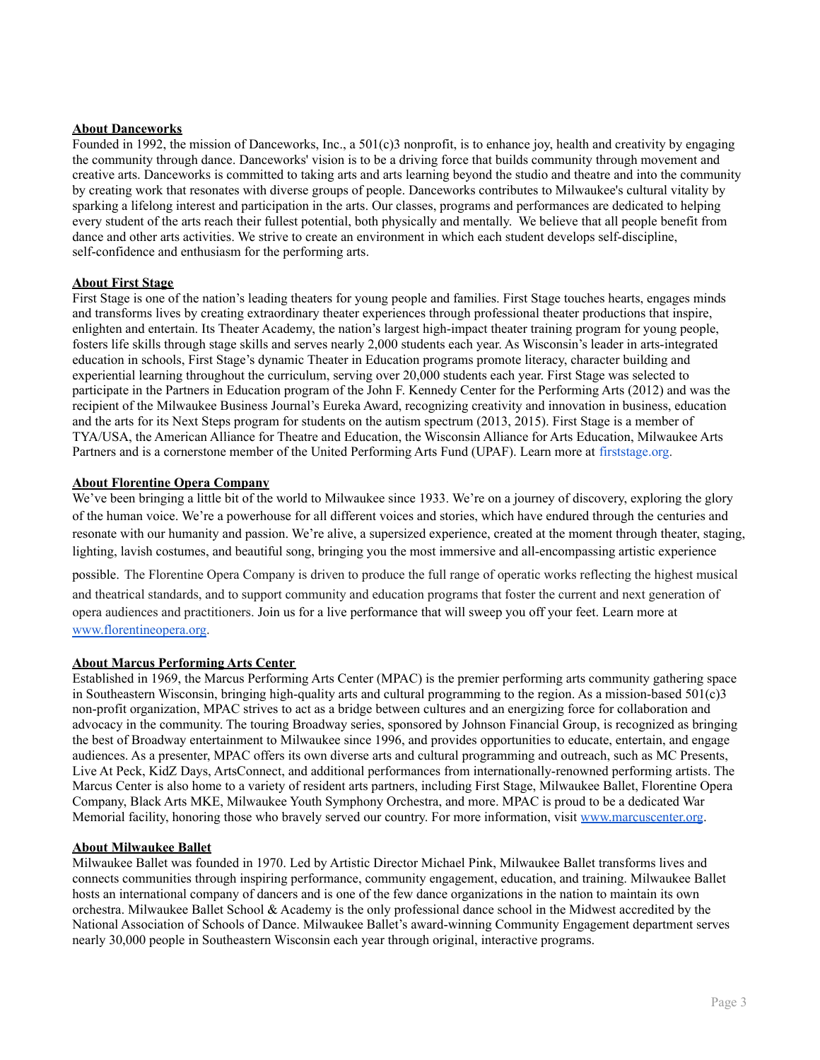**About Danceworks**

Founded in 1992, the mission of Danceworks, Inc., a 501(c)3 nonprofit, is to enhance joy, health and creativity by engaging the community through dance. Danceworks' vision is to be a driving force that builds community through movement and creative arts. Danceworks is committed to taking arts and arts learning beyond the studio and theatre and into the community by creating work that resonates with diverse groups of people. Danceworks contributes to Milwaukee's cultural vitality by sparking a lifelong interest and participation in the arts. Our classes, programs and performances are dedicated to helping every student of the arts reach their fullest potential, both physically and mentally. We believe that all people benefit from dance and other arts activities. We strive to create an environment in which each student develops self-discipline, self-confidence and enthusiasm for the performing arts.

**About First Stage**

First Stage is one of the nation's leading theaters for young people and families. First Stage touches hearts, engages minds and transforms lives by creating extraordinary theater experiences through professional theater productions that inspire, enlighten and entertain. Its Theater Academy, the nation's largest high-impact theater training program for young people, fosters life skills through stage skills and serves nearly 2,000 students each year. As Wisconsin's leader in arts-integrated education in schools, First Stage's dynamic Theater in Education programs promote literacy, character building and experiential learning throughout the curriculum, serving over 20,000 students each year. First Stage was selected to participate in the Partners in Education program of the John F. Kennedy Center for the Performing Arts (2012) and was the recipient of the Milwaukee Business Journal's Eureka Award, recognizing creativity and innovation in business, education and the arts for its Next Steps program for students on the autism spectrum (2013, 2015). First Stage is a member of TYA/USA, the American Alliance for Theatre and Education, the Wisconsin Alliance for Arts Education, Milwaukee Arts Partners and is a cornerstone member of the United Performing Arts Fund (UPAF). Learn more at firststage.org.

**About Florentine Opera Company**

We've been bringing a little bit of the world to Milwaukee since 1933. We're on a journey of discovery, exploring the glory of the human voice. We're a powerhouse for all different voices and stories, which have endured through the centuries and resonate with our humanity and passion. We're alive, a supersized experience, created at the moment through theater, staging, lighting, lavish costumes, and beautiful song, bringing you the most immersive and all-encompassing artistic experience possible. The Florentine Opera Company is driven to produce the full range of operatic works reflecting the highest musical and theatrical standards, and to support community and education programs that foster the current and next generation of opera audiences and practitioners. Join us for a live performance that will sweep you off your feet. Learn more at www.florentineopera.org.

**About Marcus Performing Arts Center**

Established in 1969, the Marcus Performing Arts Center (MPAC) is the premier performing arts community gathering space in Southeastern Wisconsin, bringing high-quality arts and cultural programming to the region. As a mission-based 501(c)3 non-profit organization, MPAC strives to act as a bridge between cultures and an energizing force for collaboration and advocacy in the community. The touring Broadway series, sponsored by Johnson Financial Group, is recognized as bringing the best of Broadway entertainment to Milwaukee since 1996, and provides opportunities to educate, entertain, and engage audiences. As a presenter, MPAC offers its own diverse arts and cultural programming and outreach, such as MC Presents, Live At Peck, KidZ Days, ArtsConnect, and additional performances from internationally-renowned performing artists. The Marcus Center is also home to a variety of resident arts partners, including First Stage, Milwaukee Ballet, Florentine Opera Company, Black Arts MKE, Milwaukee Youth Symphony Orchestra, and more. MPAC is proud to be a dedicated War Memorial facility, honoring those who bravely served our country. For more information, visit www.marcuscenter.org.

**About Milwaukee Ballet**

Milwaukee Ballet was founded in 1970. Led by Artistic Director Michael Pink, Milwaukee Ballet transforms lives and connects communities through inspiring performance, community engagement, education, and training. Milwaukee Ballet hosts an international company of dancers and is one of the few dance organizations in the nation to maintain its own orchestra. Milwaukee Ballet School & Academy is the only professional dance school in the Midwest accredited by the National Association of Schools of Dance. Milwaukee Ballet's award-winning Community Engagement department serves nearly 30,000 people in Southeastern Wisconsin each year through original, interactive programs.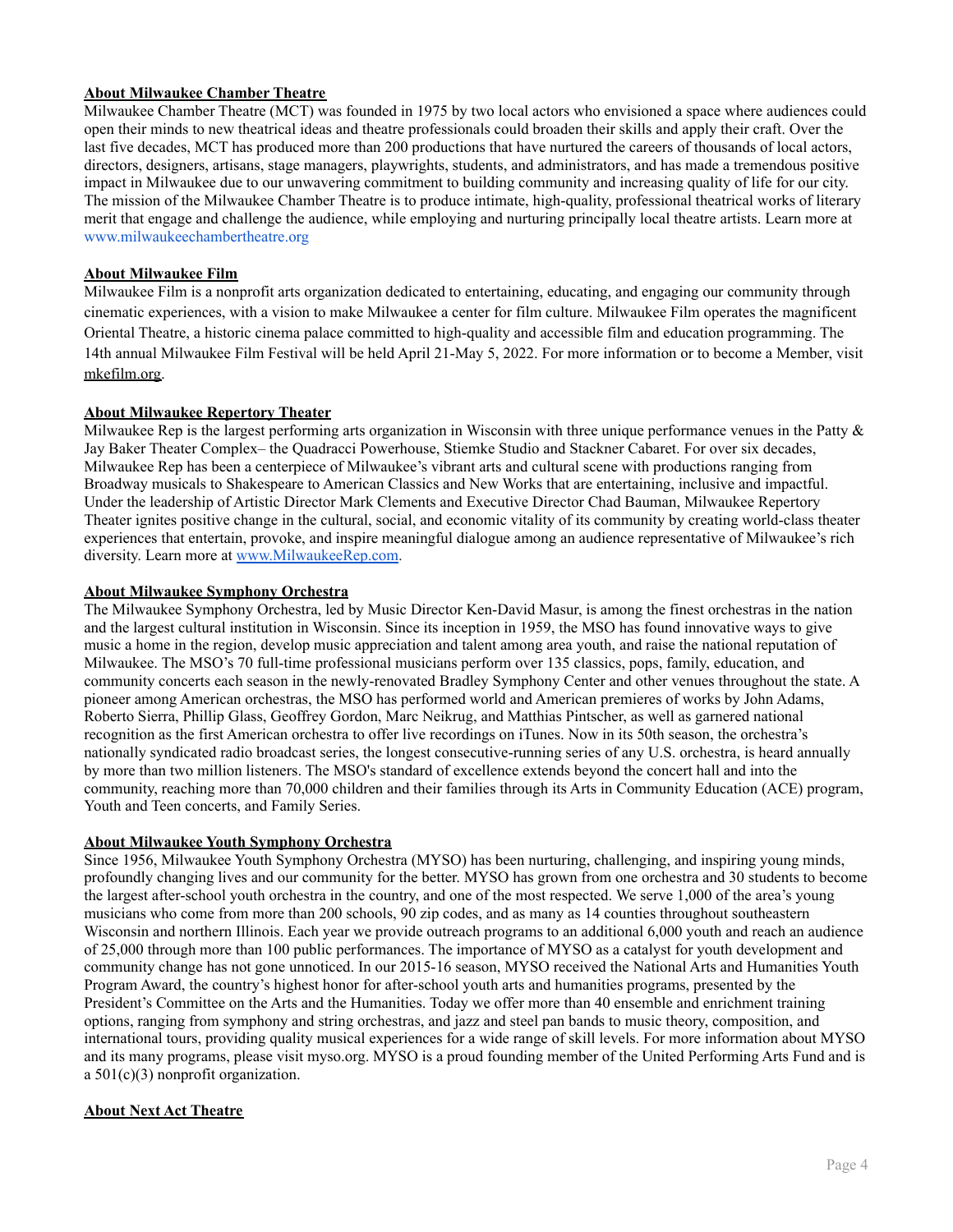**About Milwaukee Chamber Theatre**

Milwaukee Chamber Theatre (MCT) was founded in 1975 by two local actors who envisioned a space where audiences could open their minds to new theatrical ideas and theatre professionals could broaden their skills and apply their craft. Over the last five decades, MCT has produced more than 200 productions that have nurtured the careers of thousands of local actors, directors, designers, artisans, stage managers, playwrights, students, and administrators, and has made a tremendous positive impact in Milwaukee due to our unwavering commitment to building community and increasing quality of life for our city. The mission of the Milwaukee Chamber Theatre is to produce intimate, high-quality, professional theatrical works of literary merit that engage and challenge the audience, while employing and nurturing principally local theatre artists. Learn more at www.milwaukeechambertheatre.org

**About Milwaukee Film**

Milwaukee Film is a nonprofit arts organization dedicated to entertaining, educating, and engaging our community through cinematic experiences, with a vision to make Milwaukee a center for film culture. Milwaukee Film operates the magnificent Oriental Theatre, a historic cinema palace committed to high-quality and accessible film and education programming. The 14th annual Milwaukee Film Festival will be held April 21-May 5, 2022. For more information or to become a Member, visit mkefilm.org.

**About Milwaukee Repertory Theater**

Milwaukee Rep is the largest performing arts organization in Wisconsin with three unique performance venues in the Patty & Jay Baker Theater Complex– the Quadracci Powerhouse, Stiemke Studio and Stackner Cabaret. For over six decades, Milwaukee Rep has been a centerpiece of Milwaukee's vibrant arts and cultural scene with productions ranging from Broadway musicals to Shakespeare to American Classics and New Works that are entertaining, inclusive and impactful. Under the leadership of Artistic Director Mark Clements and Executive Director Chad Bauman, Milwaukee Repertory Theater ignites positive change in the cultural, social, and economic vitality of its community by creating world-class theater experiences that entertain, provoke, and inspire meaningful dialogue among an audience representative of Milwaukee's rich diversity. Learn more at www.MilwaukeeRep.com.

**About Milwaukee Symphony Orchestra**

The Milwaukee Symphony Orchestra, led by Music Director Ken-David Masur, is among the finest orchestras in the nation and the largest cultural institution in Wisconsin. Since its inception in 1959, the MSO has found innovative ways to give music a home in the region, develop music appreciation and talent among area youth, and raise the national reputation of Milwaukee. The MSO's 70 full-time professional musicians perform over 135 classics, pops, family, education, and community concerts each season in the newly-renovated Bradley Symphony Center and other venues throughout the state. A pioneer among American orchestras, the MSO has performed world and American premieres of works by John Adams, Roberto Sierra, Phillip Glass, Geoffrey Gordon, Marc Neikrug, and Matthias Pintscher, as well as garnered national recognition as the first American orchestra to offer live recordings on iTunes. Now in its 50th season, the orchestra's nationally syndicated radio broadcast series, the longest consecutive-running series of any U.S. orchestra, is heard annually by more than two million listeners. The MSO's standard of excellence extends beyond the concert hall and into the community, reaching more than 70,000 children and their families through its Arts in Community Education (ACE) program, Youth and Teen concerts, and Family Series.

**About Milwaukee Youth Symphony Orchestra**

Since 1956, Milwaukee Youth Symphony Orchestra (MYSO) has been nurturing, challenging, and inspiring young minds, profoundly changing lives and our community for the better. MYSO has grown from one orchestra and 30 students to become the largest after-school youth orchestra in the country, and one of the most respected. We serve 1,000 of the area's young musicians who come from more than 200 schools, 90 zip codes, and as many as 14 counties throughout southeastern Wisconsin and northern Illinois. Each year we provide outreach programs to an additional 6,000 youth and reach an audience of 25,000 through more than 100 public performances. The importance of MYSO as a catalyst for youth development and community change has not gone unnoticed. In our 2015-16 season, MYSO received the National Arts and Humanities Youth Program Award, the country's highest honor for after-school youth arts and humanities programs, presented by the President's Committee on the Arts and the Humanities. Today we offer more than 40 ensemble and enrichment training options, ranging from symphony and string orchestras, and jazz and steel pan bands to music theory, composition, and international tours, providing quality musical experiences for a wide range of skill levels. For more information about MYSO and its many programs, please visit myso.org. MYSO is a proud founding member of the United Performing Arts Fund and is a 501(c)(3) nonprofit organization.

**About Next Act Theatre**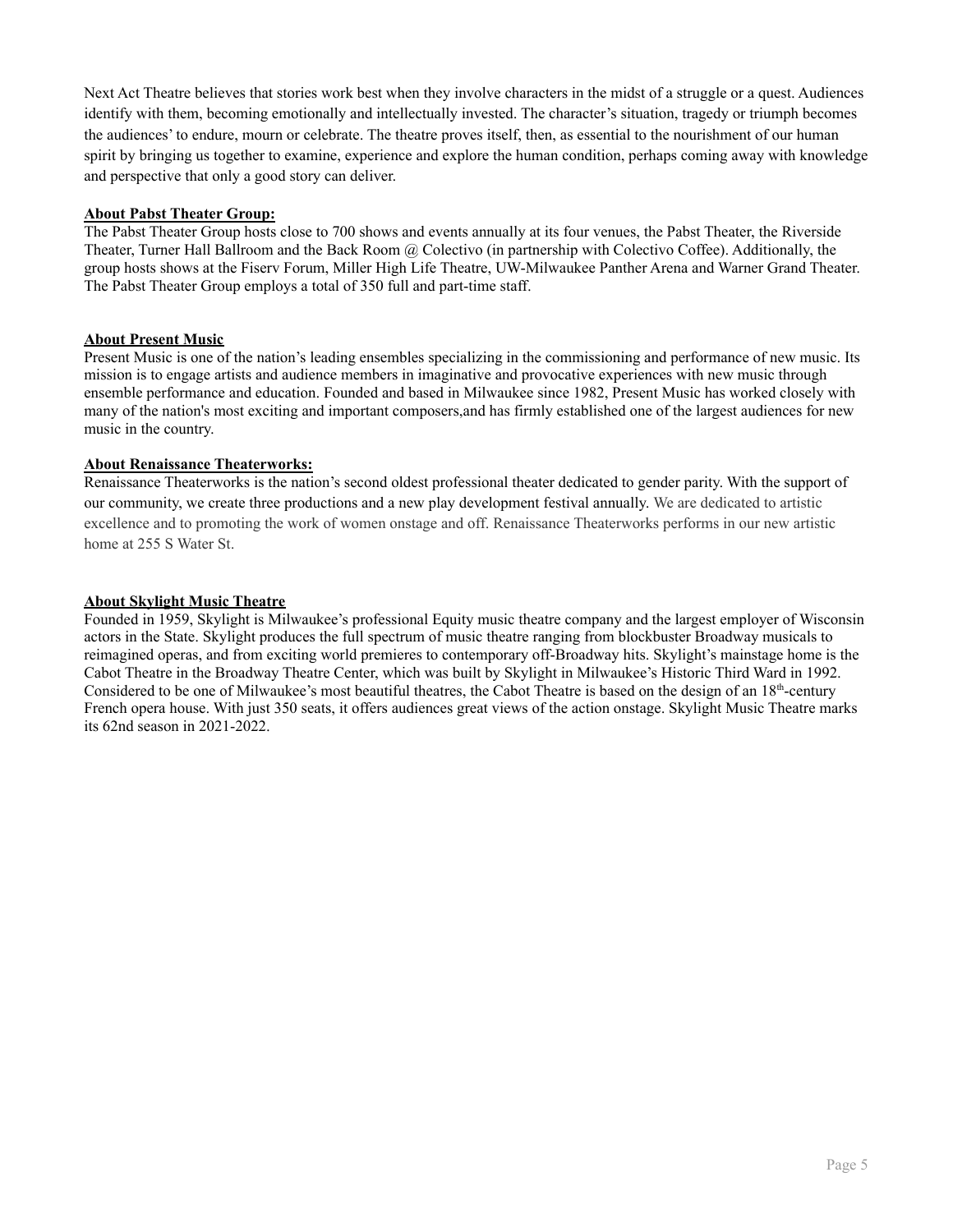Next Act Theatre believes that stories work best when they involve characters in the midst of a struggle or a quest. Audiences identify with them, becoming emotionally and intellectually invested. The character's situation, tragedy or triumph becomes the audiences' to endure, mourn or celebrate. The theatre proves itself, then, as essential to the nourishment of our human spirit by bringing us together to examine, experience and explore the human condition, perhaps coming away with knowledge and perspective that only a good story can deliver.

**About Pabst Theater Group:**

The Pabst Theater Group hosts close to 700 shows and events annually at its four venues, the Pabst Theater, the Riverside Theater, Turner Hall Ballroom and the Back Room @ Colectivo (in partnership with Colectivo Coffee). Additionally, the group hosts shows at the Fiserv Forum, Miller High Life Theatre, UW-Milwaukee Panther Arena and Warner Grand Theater. The Pabst Theater Group employs a total of 350 full and part-time staff.

**About Present Music**

Present Music is one of the nation's leading ensembles specializing in the commissioning and performance of new music. Its mission is to engage artists and audience members in imaginative and provocative experiences with new music through ensemble performance and education. Founded and based in Milwaukee since 1982, Present Music has worked closely with many of the nation's most exciting and important composers,and has firmly established one of the largest audiences for new music in the country.

**About Renaissance Theaterworks:**

Renaissance Theaterworks is the nation's second oldest professional theater dedicated to gender parity. With the support of our community, we create three productions and a new play development festival annually. We are dedicated to artistic excellence and to promoting the work of women onstage and off. Renaissance Theaterworks performs in our new artistic home at 255 S Water St.

**About Skylight Music Theatre**

Founded in 1959, Skylight is Milwaukee's professional Equity music theatre company and the largest employer of Wisconsin actors in the State. Skylight produces the full spectrum of music theatre ranging from blockbuster Broadway musicals to reimagined operas, and from exciting world premieres to contemporary off-Broadway hits. Skylight's mainstage home is the Cabot Theatre in the Broadway Theatre Center, which was built by Skylight in Milwaukee's Historic Third Ward in 1992. Considered to be one of Milwaukee's most beautiful theatres, the Cabot Theatre is based on the design of an 18th-century French opera house. With just 350 seats, it offers audiences great views of the action onstage. Skylight Music Theatre marks its 62nd season in 2021-2022.